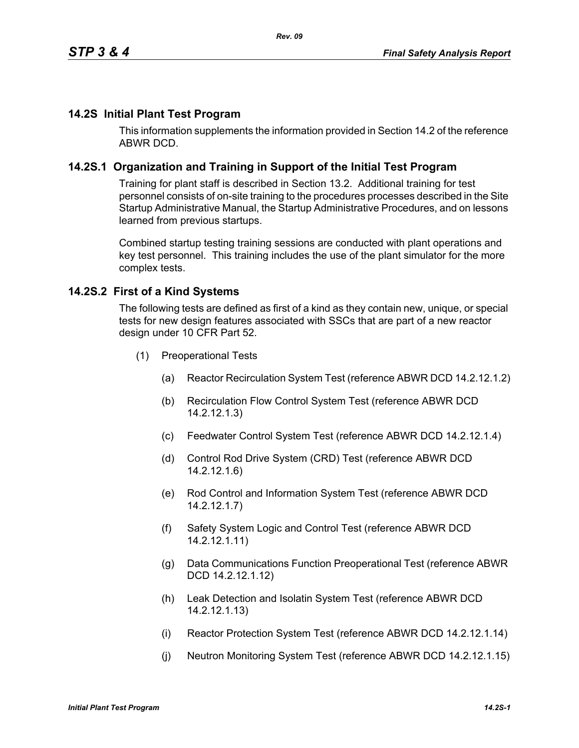## 14.2S Initial Plant Test Program

This information supplements the information provided in Section 14.2 of the reference ABWR DCD.

### 14.2S.1 Organization and Training in Support of the Initial Test Program

Training for plant staff is described in Section 13.2. Additional training for test personnel consists of on-site training to the procedures processes described in the Site Startup Administrative Manual, the Startup Administrative Procedures, and on lessons learned from previous startups.

Combined startup testing training sessions are conducted with plant operations and key test personnel. This training includes the use of the plant simulator for the more complex tests.

### 14.2S.2 First of a Kind Systems

The following tests are defined as first of a kind as they contain new, unique, or special tests for new design features associated with SSCs that are part of a new reactor design under 10 CFR Part 52.

(1) Preoperational Tests

(a) Reactor Recirculation System Test (reference ABWR DCD 14.2.12.1.2)

(b) Recirculation Flow Control System Test (reference ABWR DCD 14.2.12.1.3)

(c) Feedwater Control System Test (reference ABWR DCD 14.2.12.1.4)

(d) Control Rod Drive System (CRD) Test (reference ABWR DCD 14.2.12.1.6)

(e) Rod Control and Information System Test (reference ABWR DCD 14.2.12.1.7)

(f) Safety System Logic and Control Test (reference ABWR DCD 14.2.12.1.11)

(g) Data Communications Function Preoperational Test (reference ABWR DCD 14.2.12.1.12)

(h) Leak Detection and Isolatin System Test (reference ABWR DCD 14.2.12.1.13)

(i) Reactor Protection System Test (reference ABWR DCD 14.2.12.1.14)

(j) Neutron Monitoring System Test (reference ABWR DCD 14.2.12.1.15)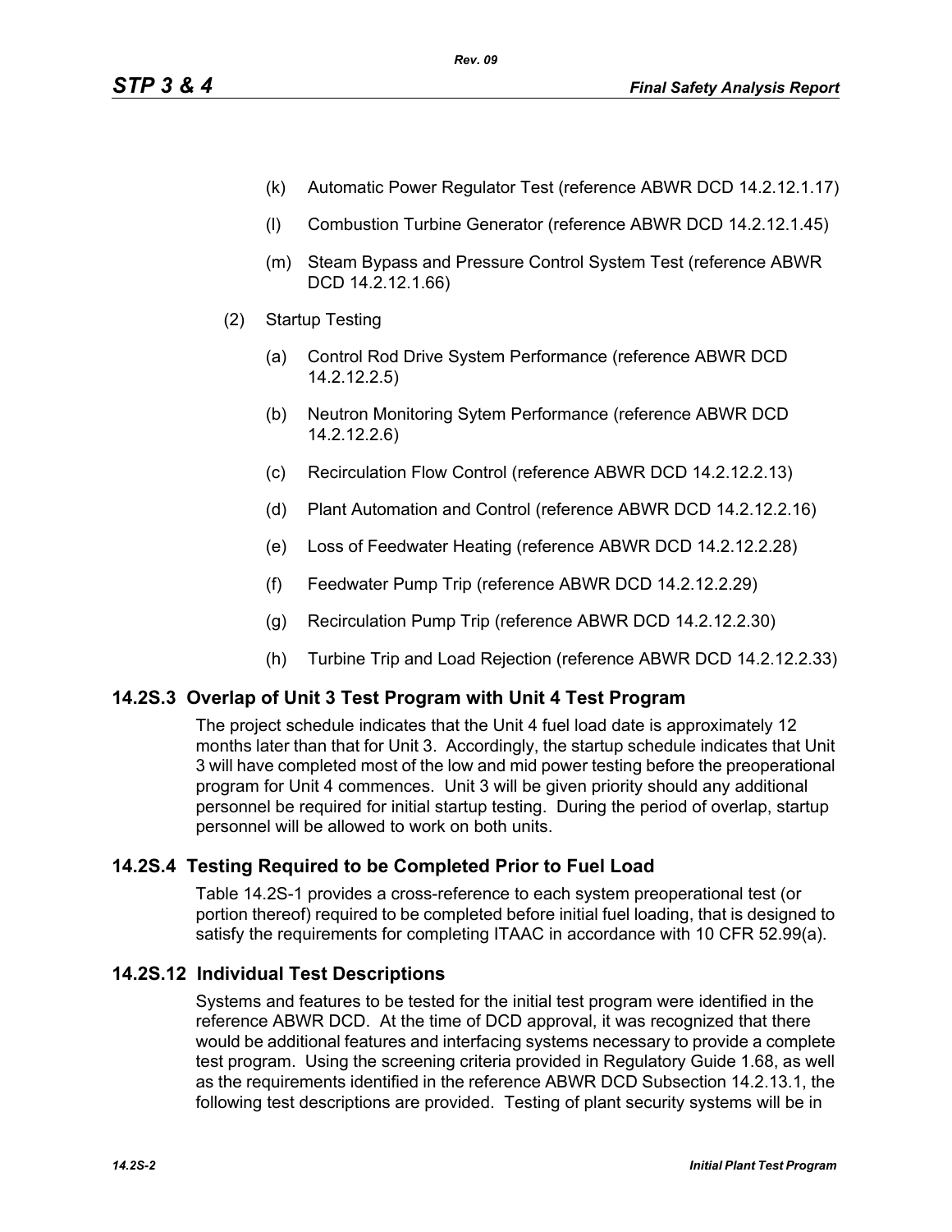(k) Automatic Power Regulator Test (reference ABWR DCD 14.2.12.1.17)

(l) Combustion Turbine Generator (reference ABWR DCD 14.2.12.1.45)

(m) Steam Bypass and Pressure Control System Test (reference ABWR DCD 14.2.12.1.66)

(2) Startup Testing

(a) Control Rod Drive System Performance (reference ABWR DCD 14.2.12.2.5)

(b) Neutron Monitoring Sytem Performance (reference ABWR DCD 14.2.12.2.6)

(c) Recirculation Flow Control (reference ABWR DCD 14.2.12.2.13)

(d) Plant Automation and Control (reference ABWR DCD 14.2.12.2.16)

(e) Loss of Feedwater Heating (reference ABWR DCD 14.2.12.2.28)

(f) Feedwater Pump Trip (reference ABWR DCD 14.2.12.2.29)

(g) Recirculation Pump Trip (reference ABWR DCD 14.2.12.2.30)

(h) Turbine Trip and Load Rejection (reference ABWR DCD 14.2.12.2.33)

## 14.2S.3 Overlap of Unit 3 Test Program with Unit 4 Test Program

The project schedule indicates that the Unit 4 fuel load date is approximately 12 months later than that for Unit 3. Accordingly, the startup schedule indicates that Unit 3 will have completed most of the low and mid power testing before the preoperational program for Unit 4 commences. Unit 3 will be given priority should any additional personnel be required for initial startup testing. During the period of overlap, startup personnel will be allowed to work on both units.

## 14.2S.4 Testing Required to be Completed Prior to Fuel Load

Table 14.2S-1 provides a cross-reference to each system preoperational test (or portion thereof) required to be completed before initial fuel loading, that is designed to satisfy the requirements for completing ITAAC in accordance with 10 CFR 52.99(a).

## 14.2S.12 Individual Test Descriptions

Systems and features to be tested for the initial test program were identified in the reference ABWR DCD. At the time of DCD approval, it was recognized that there would be additional features and interfacing systems necessary to provide a complete test program. Using the screening criteria provided in Regulatory Guide 1.68, as well as the requirements identified in the reference ABWR DCD Subsection 14.2.13.1, the following test descriptions are provided. Testing of plant security systems will be in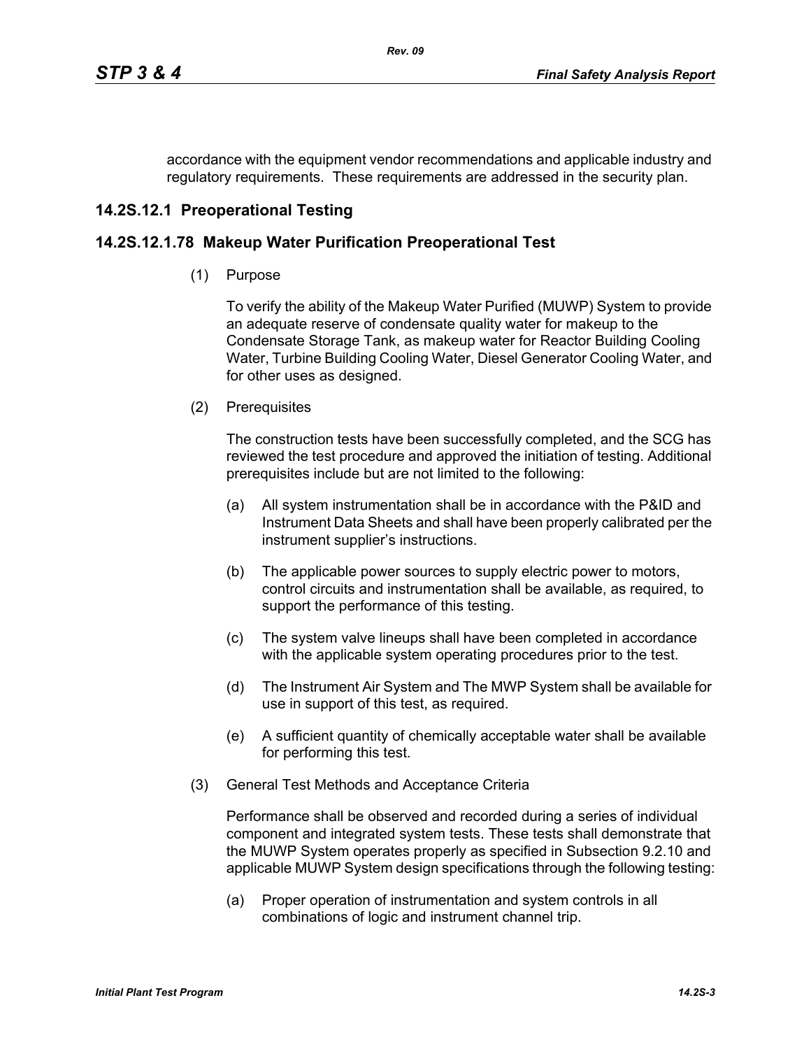accordance with the equipment vendor recommendations and applicable industry and regulatory requirements. These requirements are addressed in the security plan.

## 14.2S.12.1 Preoperational Testing

## 14.2S.12.1.78 Makeup Water Purification Preoperational Test

(1) Purpose

To verify the ability of the Makeup Water Purified (MUWP) System to provide an adequate reserve of condensate quality water for makeup to the Condensate Storage Tank, as makeup water for Reactor Building Cooling Water, Turbine Building Cooling Water, Diesel Generator Cooling Water, and for other uses as designed.

(2) Prerequisites

The construction tests have been successfully completed, and the SCG has reviewed the test procedure and approved the initiation of testing. Additional prerequisites include but are not limited to the following:

(a) All system instrumentation shall be in accordance with the P&ID and Instrument Data Sheets and shall have been properly calibrated per the instrument supplier's instructions.

(b) The applicable power sources to supply electric power to motors, control circuits and instrumentation shall be available, as required, to support the performance of this testing.

(c) The system valve lineups shall have been completed in accordance with the applicable system operating procedures prior to the test.

(d) The Instrument Air System and The MWP System shall be available for use in support of this test, as required.

(e) A sufficient quantity of chemically acceptable water shall be available for performing this test.

(3) General Test Methods and Acceptance Criteria

Performance shall be observed and recorded during a series of individual component and integrated system tests. These tests shall demonstrate that the MUWP System operates properly as specified in Subsection 9.2.10 and applicable MUWP System design specifications through the following testing:

(a) Proper operation of instrumentation and system controls in all combinations of logic and instrument channel trip.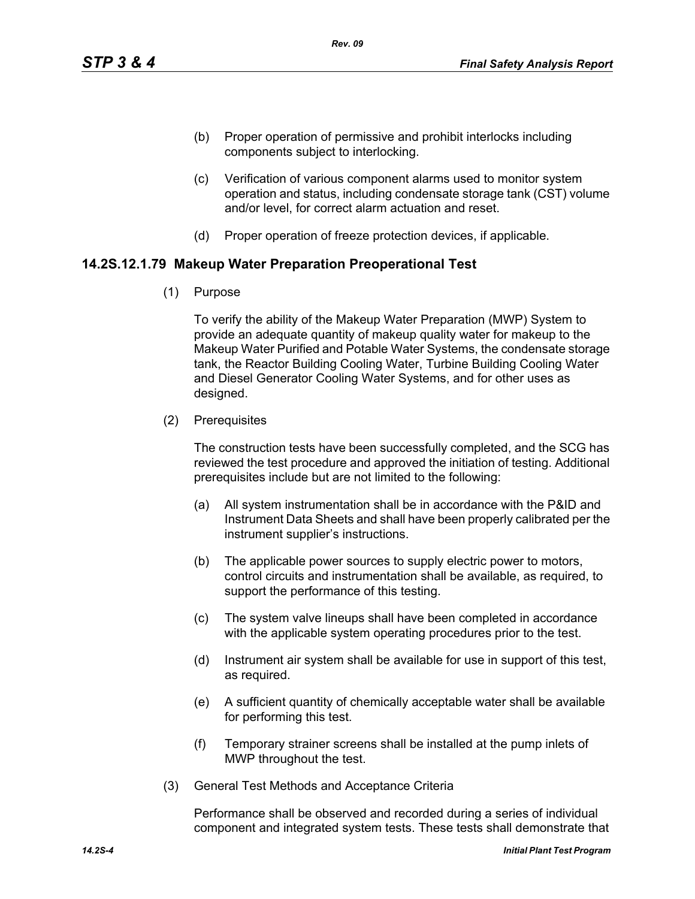(b) Proper operation of permissive and prohibit interlocks including components subject to interlocking.

(c) Verification of various component alarms used to monitor system operation and status, including condensate storage tank (CST) volume and/or level, for correct alarm actuation and reset.

(d) Proper operation of freeze protection devices, if applicable.

### 14.2S.12.1.79 Makeup Water Preparation Preoperational Test

(1) Purpose

To verify the ability of the Makeup Water Preparation (MWP) System to provide an adequate quantity of makeup quality water for makeup to the Makeup Water Purified and Potable Water Systems, the condensate storage tank, the Reactor Building Cooling Water, Turbine Building Cooling Water and Diesel Generator Cooling Water Systems, and for other uses as designed.

(2) Prerequisites

The construction tests have been successfully completed, and the SCG has reviewed the test procedure and approved the initiation of testing. Additional prerequisites include but are not limited to the following:

(a) All system instrumentation shall be in accordance with the P&ID and Instrument Data Sheets and shall have been properly calibrated per the instrument supplier's instructions.

(b) The applicable power sources to supply electric power to motors, control circuits and instrumentation shall be available, as required, to support the performance of this testing.

(c) The system valve lineups shall have been completed in accordance with the applicable system operating procedures prior to the test.

(d) Instrument air system shall be available for use in support of this test, as required.

(e) A sufficient quantity of chemically acceptable water shall be available for performing this test.

(f) Temporary strainer screens shall be installed at the pump inlets of MWP throughout the test.

(3) General Test Methods and Acceptance Criteria

Performance shall be observed and recorded during a series of individual component and integrated system tests. These tests shall demonstrate that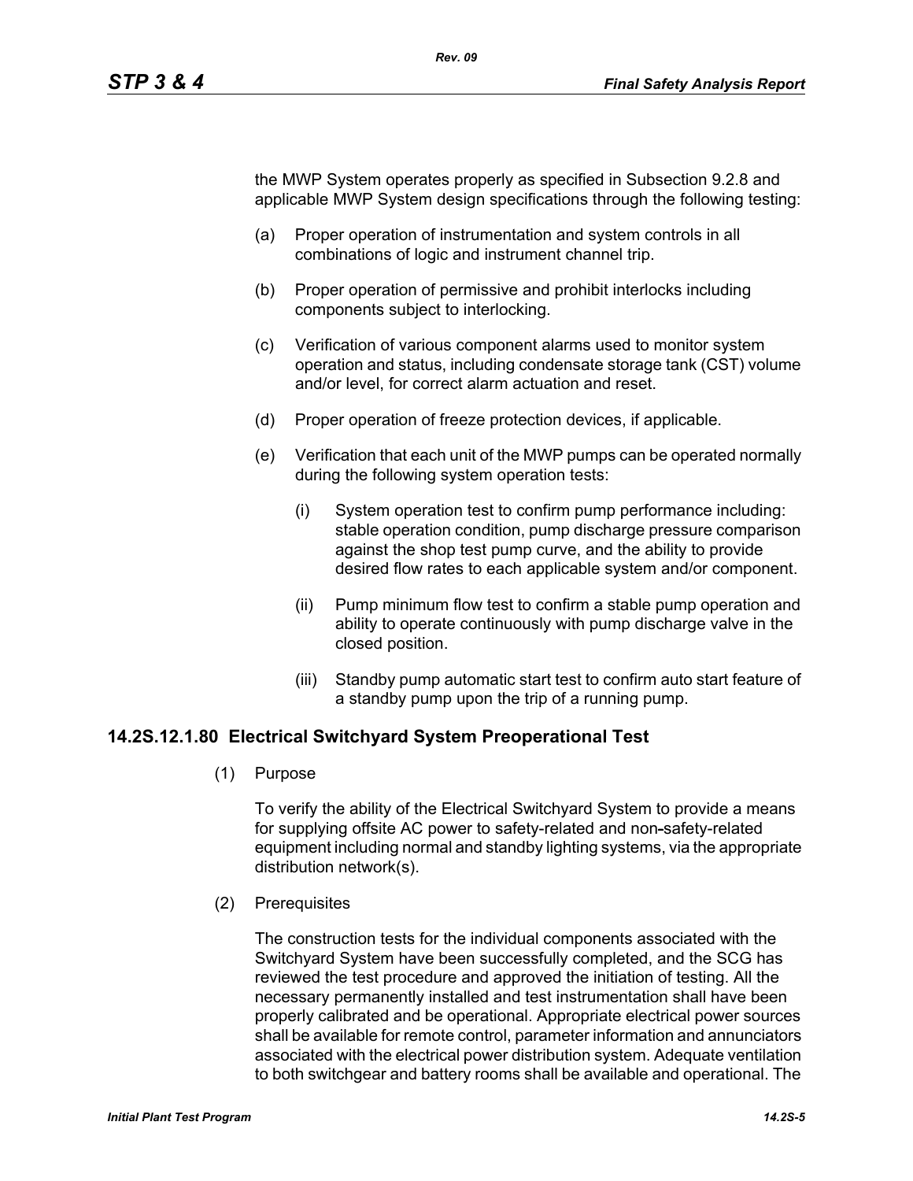the MWP System operates properly as specified in Subsection 9.2.8 and applicable MWP System design specifications through the following testing:

(a) Proper operation of instrumentation and system controls in all combinations of logic and instrument channel trip.

(b) Proper operation of permissive and prohibit interlocks including components subject to interlocking.

(c) Verification of various component alarms used to monitor system operation and status, including condensate storage tank (CST) volume and/or level, for correct alarm actuation and reset.

(d) Proper operation of freeze protection devices, if applicable.

(e) Verification that each unit of the MWP pumps can be operated normally during the following system operation tests:

   (i) System operation test to confirm pump performance including: stable operation condition, pump discharge pressure comparison against the shop test pump curve, and the ability to provide desired flow rates to each applicable system and/or component.

   (ii) Pump minimum flow test to confirm a stable pump operation and ability to operate continuously with pump discharge valve in the closed position.

   (iii) Standby pump automatic start test to confirm auto start feature of a standby pump upon the trip of a running pump.

### 14.2S.12.1.80 Electrical Switchyard System Preoperational Test

(1) Purpose

To verify the ability of the Electrical Switchyard System to provide a means for supplying offsite AC power to safety-related and non-safety-related equipment including normal and standby lighting systems, via the appropriate distribution network(s).

(2) Prerequisites

The construction tests for the individual components associated with the Switchyard System have been successfully completed, and the SCG has reviewed the test procedure and approved the initiation of testing. All the necessary permanently installed and test instrumentation shall have been properly calibrated and be operational. Appropriate electrical power sources shall be available for remote control, parameter information and annunciators associated with the electrical power distribution system. Adequate ventilation to both switchgear and battery rooms shall be available and operational. The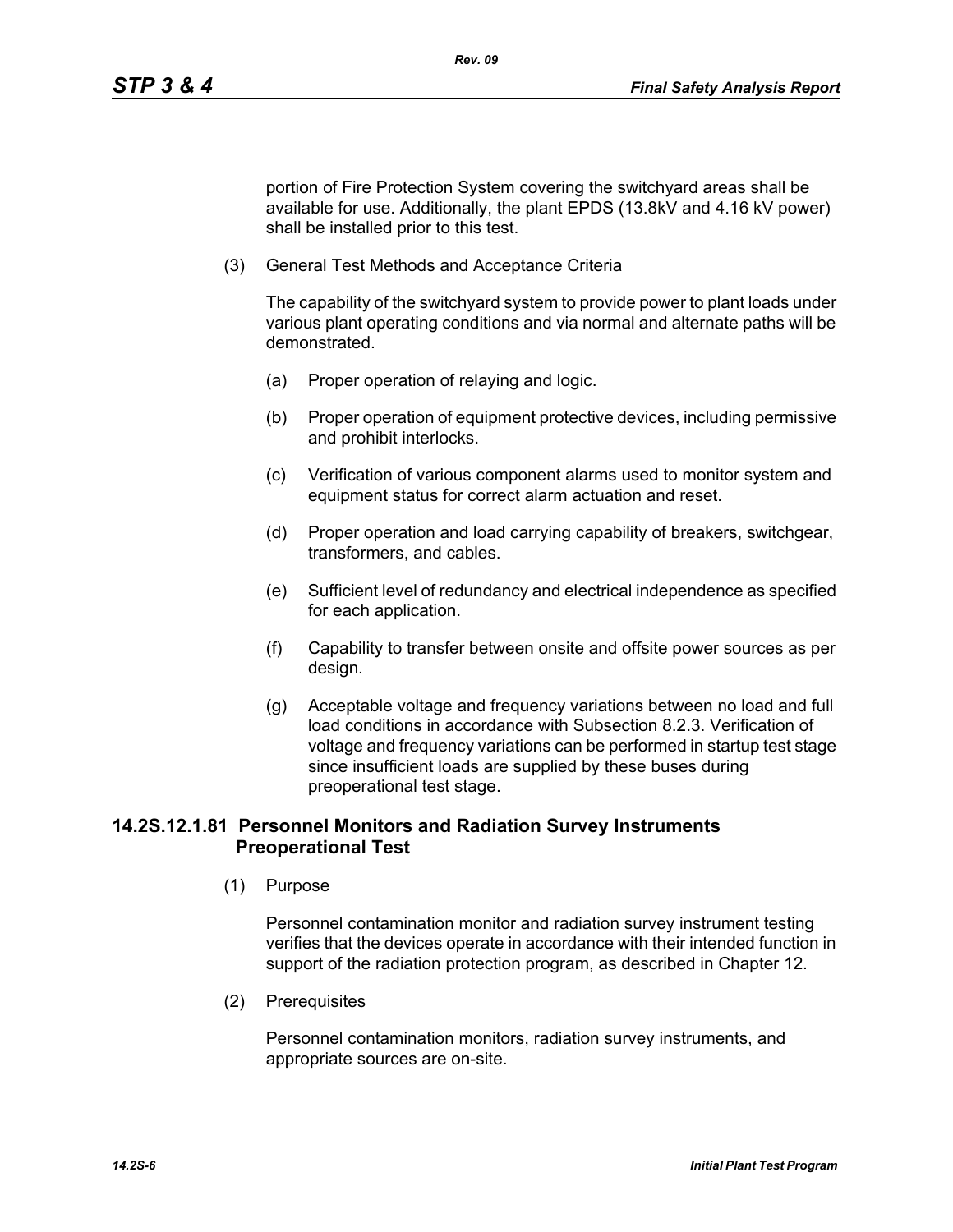portion of Fire Protection System covering the switchyard areas shall be available for use. Additionally, the plant EPDS (13.8kV and 4.16 kV power) shall be installed prior to this test.

(3) General Test Methods and Acceptance Criteria

The capability of the switchyard system to provide power to plant loads under various plant operating conditions and via normal and alternate paths will be demonstrated.

(a) Proper operation of relaying and logic.

(b) Proper operation of equipment protective devices, including permissive and prohibit interlocks.

(c) Verification of various component alarms used to monitor system and equipment status for correct alarm actuation and reset.

(d) Proper operation and load carrying capability of breakers, switchgear, transformers, and cables.

(e) Sufficient level of redundancy and electrical independence as specified for each application.

(f) Capability to transfer between onsite and offsite power sources as per design.

(g) Acceptable voltage and frequency variations between no load and full load conditions in accordance with Subsection 8.2.3. Verification of voltage and frequency variations can be performed in startup test stage since insufficient loads are supplied by these buses during preoperational test stage.

## 14.2S.12.1.81 Personnel Monitors and Radiation Survey Instruments Preoperational Test

(1) Purpose

Personnel contamination monitor and radiation survey instrument testing verifies that the devices operate in accordance with their intended function in support of the radiation protection program, as described in Chapter 12.

(2) Prerequisites

Personnel contamination monitors, radiation survey instruments, and appropriate sources are on-site.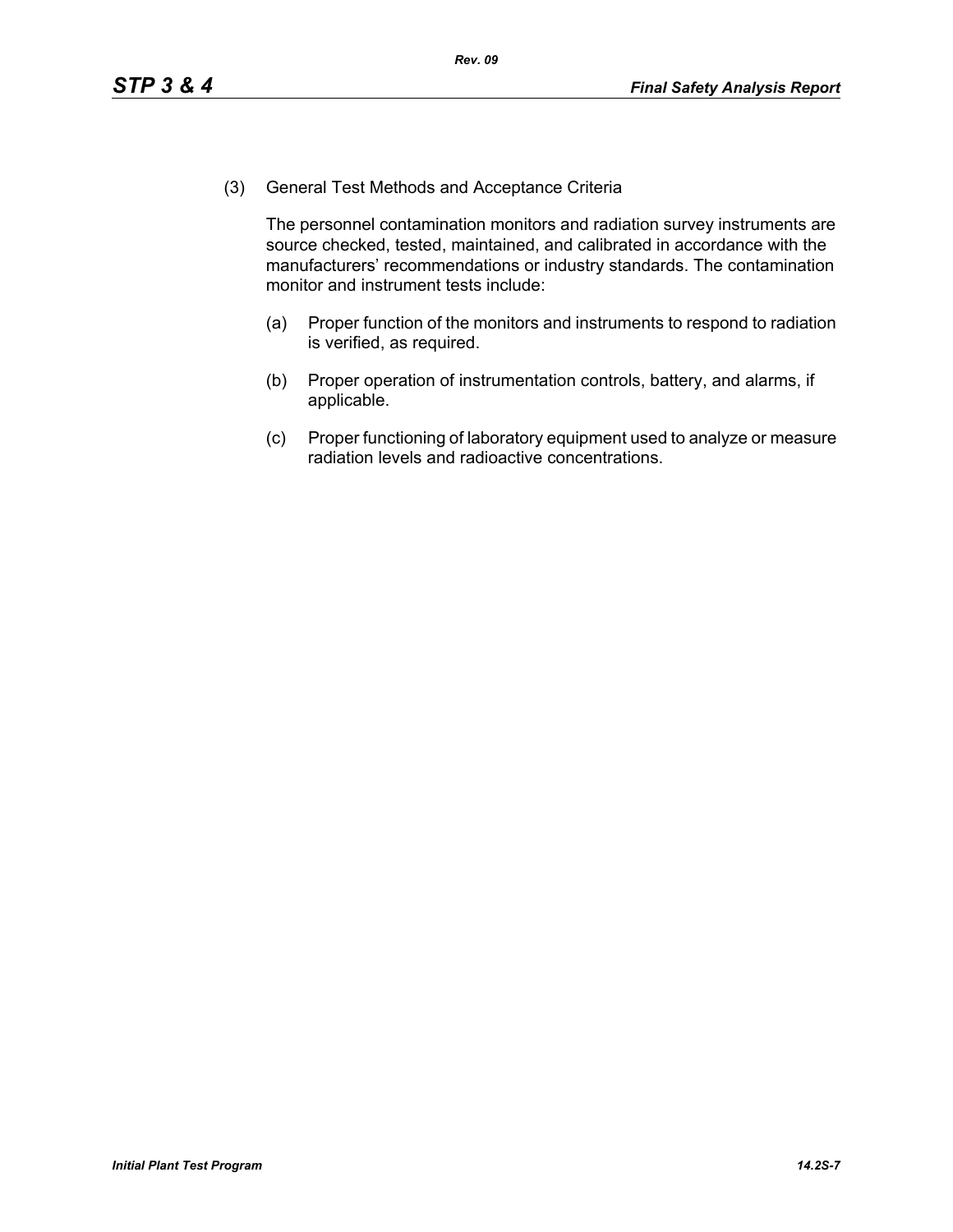(3) General Test Methods and Acceptance Criteria

The personnel contamination monitors and radiation survey instruments are source checked, tested, maintained, and calibrated in accordance with the manufacturers' recommendations or industry standards. The contamination monitor and instrument tests include:

(a) Proper function of the monitors and instruments to respond to radiation is verified, as required.

(b) Proper operation of instrumentation controls, battery, and alarms, if applicable.

(c) Proper functioning of laboratory equipment used to analyze or measure radiation levels and radioactive concentrations.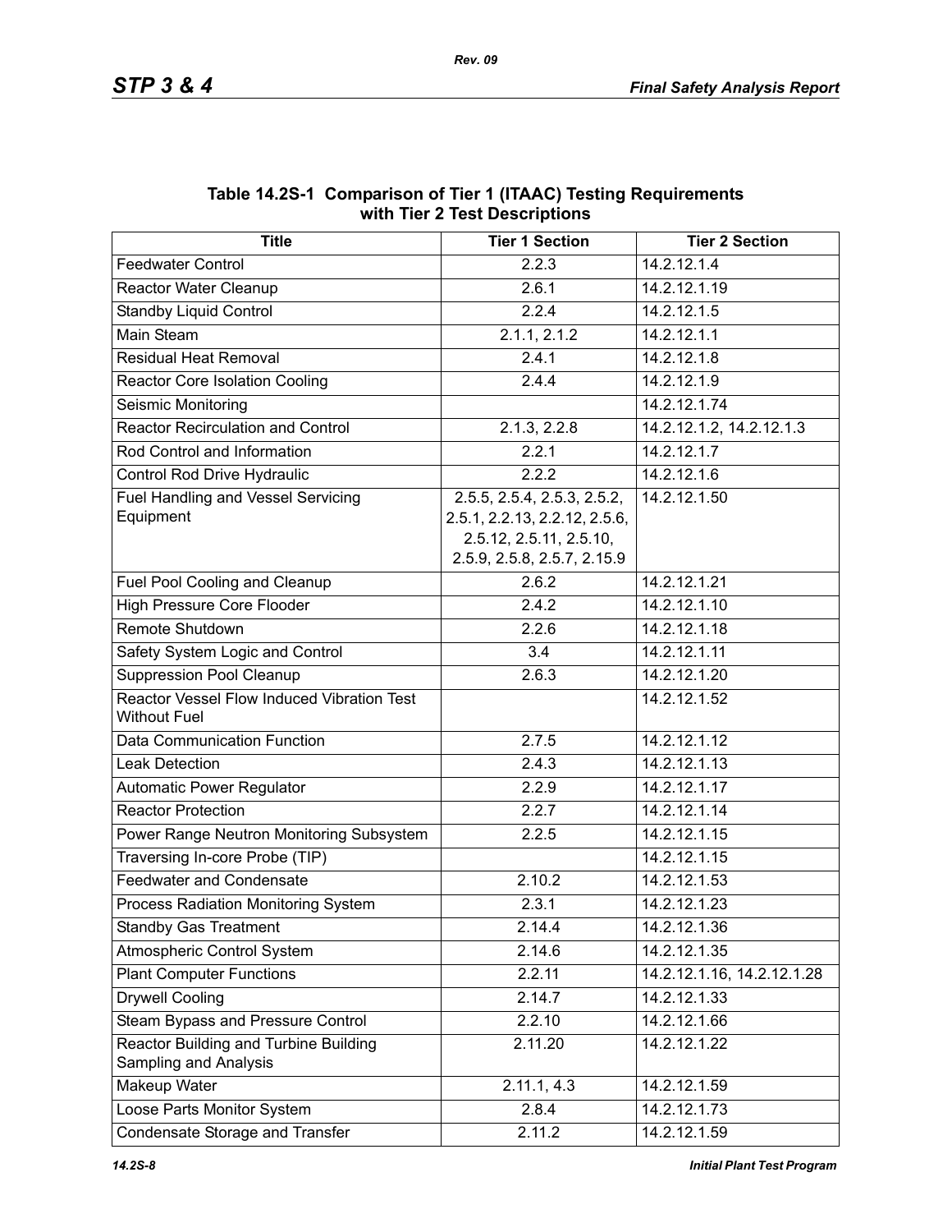**Table 14.2S-1 Comparison of Tier 1 (ITAAC) Testing Requirements with Tier 2 Test Descriptions**

| Title | Tier 1 Section | Tier 2 Section |
|---|---|---|
| Feedwater Control | 2.2.3 | 14.2.12.1.4 |
| Reactor Water Cleanup | 2.6.1 | 14.2.12.1.19 |
| Standby Liquid Control | 2.2.4 | 14.2.12.1.5 |
| Main Steam | 2.1.1, 2.1.2 | 14.2.12.1.1 |
| Residual Heat Removal | 2.4.1 | 14.2.12.1.8 |
| Reactor Core Isolation Cooling | 2.4.4 | 14.2.12.1.9 |
| Seismic Monitoring | | 14.2.12.1.74 |
| Reactor Recirculation and Control | 2.1.3, 2.2.8 | 14.2.12.1.2, 14.2.12.1.3 |
| Rod Control and Information | 2.2.1 | 14.2.12.1.7 |
| Control Rod Drive Hydraulic | 2.2.2 | 14.2.12.1.6 |
| Fuel Handling and Vessel Servicing Equipment | 2.5.5, 2.5.4, 2.5.3, 2.5.2, 2.5.1, 2.2.13, 2.2.12, 2.5.6, 2.5.12, 2.5.11, 2.5.10, 2.5.9, 2.5.8, 2.5.7, 2.15.9 | 14.2.12.1.50 |
| Fuel Pool Cooling and Cleanup | 2.6.2 | 14.2.12.1.21 |
| High Pressure Core Flooder | 2.4.2 | 14.2.12.1.10 |
| Remote Shutdown | 2.2.6 | 14.2.12.1.18 |
| Safety System Logic and Control | 3.4 | 14.2.12.1.11 |
| Suppression Pool Cleanup | 2.6.3 | 14.2.12.1.20 |
| Reactor Vessel Flow Induced Vibration Test Without Fuel | | 14.2.12.1.52 |
| Data Communication Function | 2.7.5 | 14.2.12.1.12 |
| Leak Detection | 2.4.3 | 14.2.12.1.13 |
| Automatic Power Regulator | 2.2.9 | 14.2.12.1.17 |
| Reactor Protection | 2.2.7 | 14.2.12.1.14 |
| Power Range Neutron Monitoring Subsystem | 2.2.5 | 14.2.12.1.15 |
| Traversing In-core Probe (TIP) | | 14.2.12.1.15 |
| Feedwater and Condensate | 2.10.2 | 14.2.12.1.53 |
| Process Radiation Monitoring System | 2.3.1 | 14.2.12.1.23 |
| Standby Gas Treatment | 2.14.4 | 14.2.12.1.36 |
| Atmospheric Control System | 2.14.6 | 14.2.12.1.35 |
| Plant Computer Functions | 2.2.11 | 14.2.12.1.16, 14.2.12.1.28 |
| Drywell Cooling | 2.14.7 | 14.2.12.1.33 |
| Steam Bypass and Pressure Control | 2.2.10 | 14.2.12.1.66 |
| Reactor Building and Turbine Building Sampling and Analysis | 2.11.20 | 14.2.12.1.22 |
| Makeup Water | 2.11.1, 4.3 | 14.2.12.1.59 |
| Loose Parts Monitor System | 2.8.4 | 14.2.12.1.73 |
| Condensate Storage and Transfer | 2.11.2 | 14.2.12.1.59 |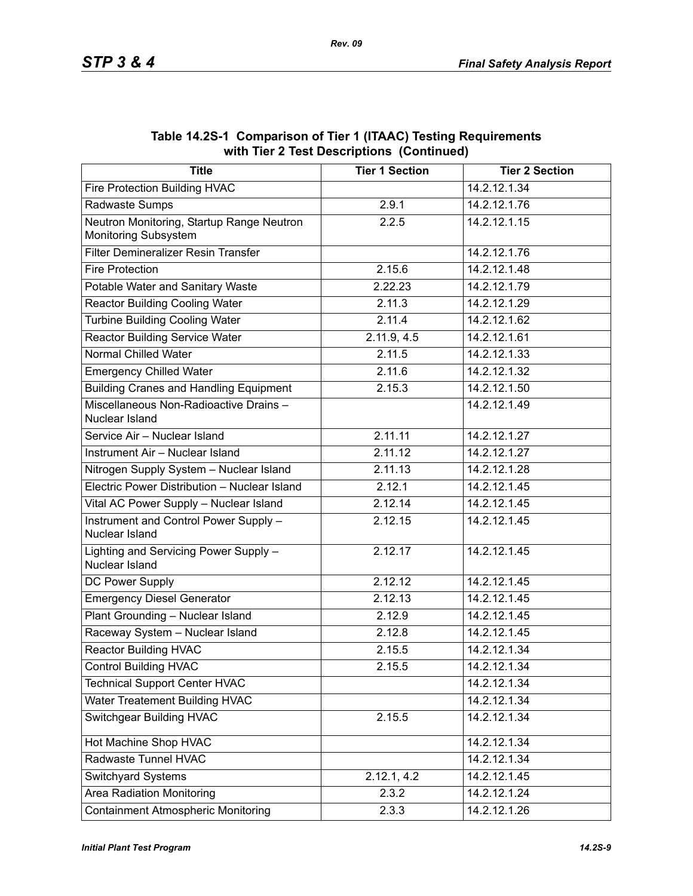**Table 14.2S-1 Comparison of Tier 1 (ITAAC) Testing Requirements with Tier 2 Test Descriptions (Continued)**

| Title | Tier 1 Section | Tier 2 Section |
|---|---|---|
| Fire Protection Building HVAC | | 14.2.12.1.34 |
| Radwaste Sumps | 2.9.1 | 14.2.12.1.76 |
| Neutron Monitoring, Startup Range Neutron Monitoring Subsystem | 2.2.5 | 14.2.12.1.15 |
| Filter Demineralizer Resin Transfer | | 14.2.12.1.76 |
| Fire Protection | 2.15.6 | 14.2.12.1.48 |
| Potable Water and Sanitary Waste | 2.22.23 | 14.2.12.1.79 |
| Reactor Building Cooling Water | 2.11.3 | 14.2.12.1.29 |
| Turbine Building Cooling Water | 2.11.4 | 14.2.12.1.62 |
| Reactor Building Service Water | 2.11.9, 4.5 | 14.2.12.1.61 |
| Normal Chilled Water | 2.11.5 | 14.2.12.1.33 |
| Emergency Chilled Water | 2.11.6 | 14.2.12.1.32 |
| Building Cranes and Handling Equipment | 2.15.3 | 14.2.12.1.50 |
| Miscellaneous Non-Radioactive Drains – Nuclear Island | | 14.2.12.1.49 |
| Service Air – Nuclear Island | 2.11.11 | 14.2.12.1.27 |
| Instrument Air – Nuclear Island | 2.11.12 | 14.2.12.1.27 |
| Nitrogen Supply System – Nuclear Island | 2.11.13 | 14.2.12.1.28 |
| Electric Power Distribution – Nuclear Island | 2.12.1 | 14.2.12.1.45 |
| Vital AC Power Supply – Nuclear Island | 2.12.14 | 14.2.12.1.45 |
| Instrument and Control Power Supply – Nuclear Island | 2.12.15 | 14.2.12.1.45 |
| Lighting and Servicing Power Supply – Nuclear Island | 2.12.17 | 14.2.12.1.45 |
| DC Power Supply | 2.12.12 | 14.2.12.1.45 |
| Emergency Diesel Generator | 2.12.13 | 14.2.12.1.45 |
| Plant Grounding – Nuclear Island | 2.12.9 | 14.2.12.1.45 |
| Raceway System – Nuclear Island | 2.12.8 | 14.2.12.1.45 |
| Reactor Building HVAC | 2.15.5 | 14.2.12.1.34 |
| Control Building HVAC | 2.15.5 | 14.2.12.1.34 |
| Technical Support Center HVAC | | 14.2.12.1.34 |
| Water Treatement Building HVAC | | 14.2.12.1.34 |
| Switchgear Building HVAC | 2.15.5 | 14.2.12.1.34 |
| Hot Machine Shop HVAC | | 14.2.12.1.34 |
| Radwaste Tunnel HVAC | | 14.2.12.1.34 |
| Switchyard Systems | 2.12.1, 4.2 | 14.2.12.1.45 |
| Area Radiation Monitoring | 2.3.2 | 14.2.12.1.24 |
| Containment Atmospheric Monitoring | 2.3.3 | 14.2.12.1.26 |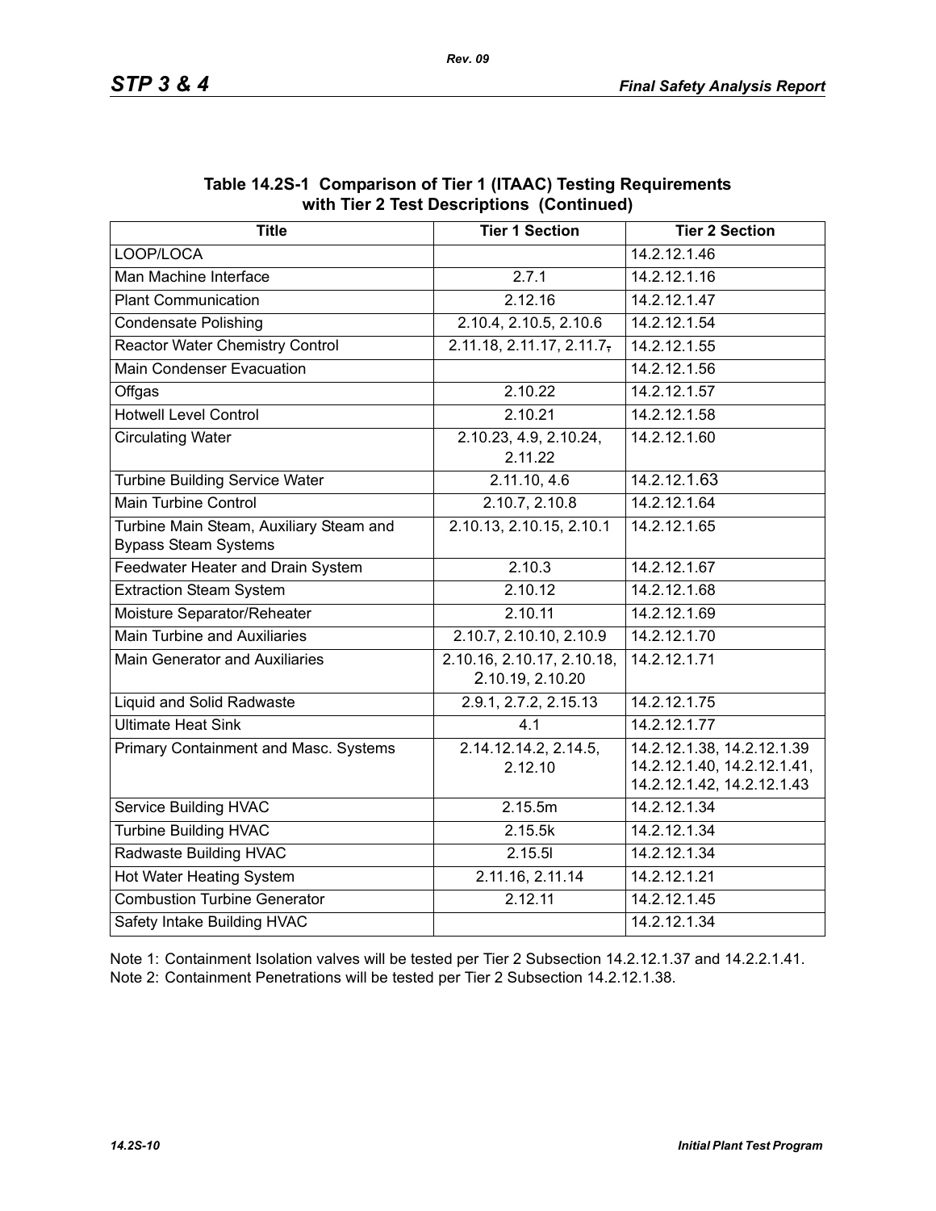**Table 14.2S-1 Comparison of Tier 1 (ITAAC) Testing Requirements with Tier 2 Test Descriptions (Continued)**

| Title | Tier 1 Section | Tier 2 Section |
|---|---|---|
| LOOP/LOCA | | 14.2.12.1.46 |
| Man Machine Interface | 2.7.1 | 14.2.12.1.16 |
| Plant Communication | 2.12.16 | 14.2.12.1.47 |
| Condensate Polishing | 2.10.4, 2.10.5, 2.10.6 | 14.2.12.1.54 |
| Reactor Water Chemistry Control | 2.11.18, 2.11.17, 2.11.7, | 14.2.12.1.55 |
| Main Condenser Evacuation | | 14.2.12.1.56 |
| Offgas | 2.10.22 | 14.2.12.1.57 |
| Hotwell Level Control | 2.10.21 | 14.2.12.1.58 |
| Circulating Water | 2.10.23, 4.9, 2.10.24, 2.11.22 | 14.2.12.1.60 |
| Turbine Building Service Water | 2.11.10, 4.6 | 14.2.12.1.63 |
| Main Turbine Control | 2.10.7, 2.10.8 | 14.2.12.1.64 |
| Turbine Main Steam, Auxiliary Steam and Bypass Steam Systems | 2.10.13, 2.10.15, 2.10.1 | 14.2.12.1.65 |
| Feedwater Heater and Drain System | 2.10.3 | 14.2.12.1.67 |
| Extraction Steam System | 2.10.12 | 14.2.12.1.68 |
| Moisture Separator/Reheater | 2.10.11 | 14.2.12.1.69 |
| Main Turbine and Auxiliaries | 2.10.7, 2.10.10, 2.10.9 | 14.2.12.1.70 |
| Main Generator and Auxiliaries | 2.10.16, 2.10.17, 2.10.18, 2.10.19, 2.10.20 | 14.2.12.1.71 |
| Liquid and Solid Radwaste | 2.9.1, 2.7.2, 2.15.13 | 14.2.12.1.75 |
| Ultimate Heat Sink | 4.1 | 14.2.12.1.77 |
| Primary Containment and Masc. Systems | 2.14.12.14.2, 2.14.5, 2.12.10 | 14.2.12.1.38, 14.2.12.1.39 14.2.12.1.40, 14.2.12.1.41, 14.2.12.1.42, 14.2.12.1.43 |
| Service Building HVAC | 2.15.5m | 14.2.12.1.34 |
| Turbine Building HVAC | 2.15.5k | 14.2.12.1.34 |
| Radwaste Building HVAC | 2.15.5l | 14.2.12.1.34 |
| Hot Water Heating System | 2.11.16, 2.11.14 | 14.2.12.1.21 |
| Combustion Turbine Generator | 2.12.11 | 14.2.12.1.45 |
| Safety Intake Building HVAC | | 14.2.12.1.34 |

Note 1: Containment Isolation valves will be tested per Tier 2 Subsection 14.2.12.1.37 and 14.2.2.1.41.

Note 2: Containment Penetrations will be tested per Tier 2 Subsection 14.2.12.1.38.